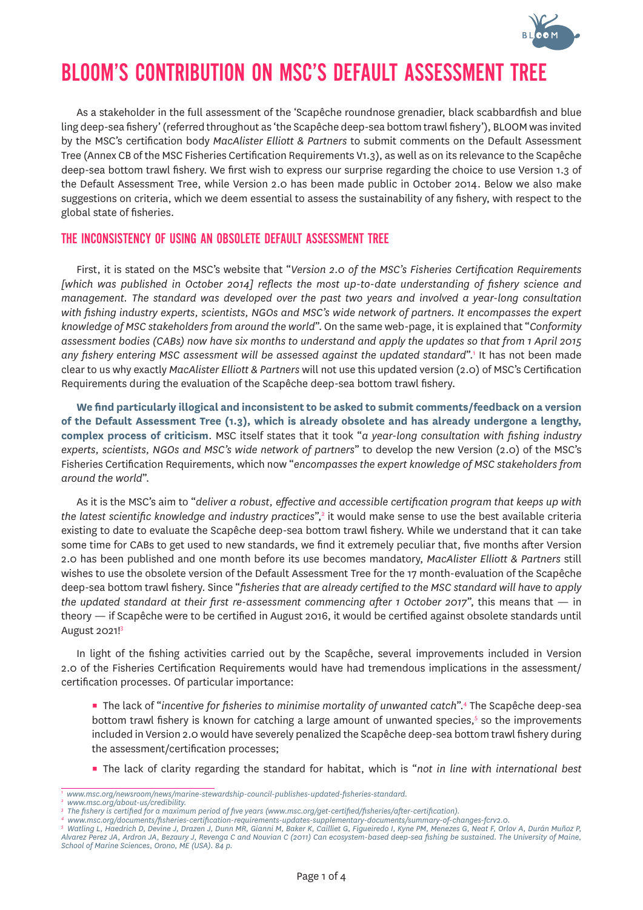# BLOOM'S CONTRIBUTION ON MSC'S DEFAULT ASSESSMENT TREE

As a stakeholder in the full assessment of the 'Scapêche roundnose grenadier, black scabbardfish and blue ling deep-sea fishery' (referred throughout as 'the Scapêche deep-sea bottom trawl fishery'), BLOOM was invited by the MSC's certification body *MacAlister Elliott & Partners* to submit comments on the Default Assessment Tree (Annex CB of the MSC Fisheries Certification Requirements V1.3), as well as on its relevance to the Scapêche deep-sea bottom trawl fishery. We first wish to express our surprise regarding the choice to use Version 1.3 of the Default Assessment Tree, while Version 2.0 has been made public in October 2014. Below we also make suggestions on criteria, which we deem essential to assess the sustainability of any fishery, with respect to the global state of fisheries.

## THE INCONSISTENCY OF USING AN OBSOLETE DEFAULT ASSESSMENT TREE

First, it is stated on the MSC's website that "*Version 2.0 of the MSC's Fisheries Certification Requirements [which was published in October 2014] reflects the most up-to-date understanding of fishery science and management. The standard was developed over the past two years and involved a year-long consultation with fishing industry experts, scientists, NGOs and MSC's wide network of partners. It encompasses the expert knowledge of MSC stakeholders from around the world*". On the same web-page, it is explained that "*Conformity assessment bodies (CABs) now have six months to understand and apply the updates so that from 1 April 2015 any fishery entering MSC assessment will be assessed against the updated standard*".[1] It has not been made clear to us why exactly *MacAlister Elliott & Partners* will not use this updated version (2.0) of MSC's Certification Requirements during the evaluation of the Scapêche deep-sea bottom trawl fishery.

**We find particularly illogical and inconsistent to be asked to submit comments/feedback on a version of the Default Assessment Tree (1.3), which is already obsolete and has already undergone a lengthy, complex process of criticism**. MSC itself states that it took "*a year-long consultation with fishing industry experts, scientists, NGOs and MSC's wide network of partners*" to develop the new Version (2.0) of the MSC's Fisheries Certification Requirements, which now "*encompasses the expert knowledge of MSC stakeholders from around the world*".

As it is the MSC's aim to "*deliver a robust, effective and accessible certification program that keeps up with the latest scientific knowledge and industry practices*",[2] it would make sense to use the best available criteria existing to date to evaluate the Scapêche deep-sea bottom trawl fishery. While we understand that it can take some time for CABs to get used to new standards, we find it extremely peculiar that, five months after Version 2.0 has been published and one month before its use becomes mandatory, *MacAlister Elliott & Partners* still wishes to use the obsolete version of the Default Assessment Tree for the 17 month-evaluation of the Scapêche deep-sea bottom trawl fishery. Since "*fisheries that are already certified to the MSC standard will have to apply the updated standard at their first re-assessment commencing after 1 October 2017*", this means that — in theory — if Scapêche were to be certified in August 2016, it would be certified against obsolete standards until August 2021![3]

In light of the fishing activities carried out by the Scapêche, several improvements included in Version 2.0 of the Fisheries Certification Requirements would have had tremendous implications in the assessment/certification processes. Of particular importance:

- The lack of "*incentive for fisheries to minimise mortality of unwanted catch*".[4] The Scapêche deep-sea bottom trawl fishery is known for catching a large amount of unwanted species,[5] so the improvements included in Version 2.0 would have severely penalized the Scapêche deep-sea bottom trawl fishery during the assessment/certification processes;
- The lack of clarity regarding the standard for habitat, which is "*not in line with international best*

---

[1] *www.msc.org/newsroom/news/marine-stewardship-council-publishes-updated-fisheries-standard.*

[2] *www.msc.org/about-us/credibility.*

[3] *The fishery is certified for a maximum period of five years (www.msc.org/get-certified/fisheries/after-certification).*

[4] *www.msc.org/documents/fisheries-certification-requirements-updates-supplementary-documents/summary-of-changes-fcrv2.0.*

[5] *Watling L, Haedrich D, Devine J, Drazen J, Dunn MR, Gianni M, Baker K, Cailliet G, Figueiredo I, Kyne PM, Menezes G, Neat F, Orlov A, Durán Muñoz P, Alvarez Perez JA, Ardron JA, Bezaury J, Revenga C and Nouvian C (2011) Can ecosystem-based deep-sea fishing be sustained. The University of Maine, School of Marine Sciences, Orono, ME (USA). 84 p.*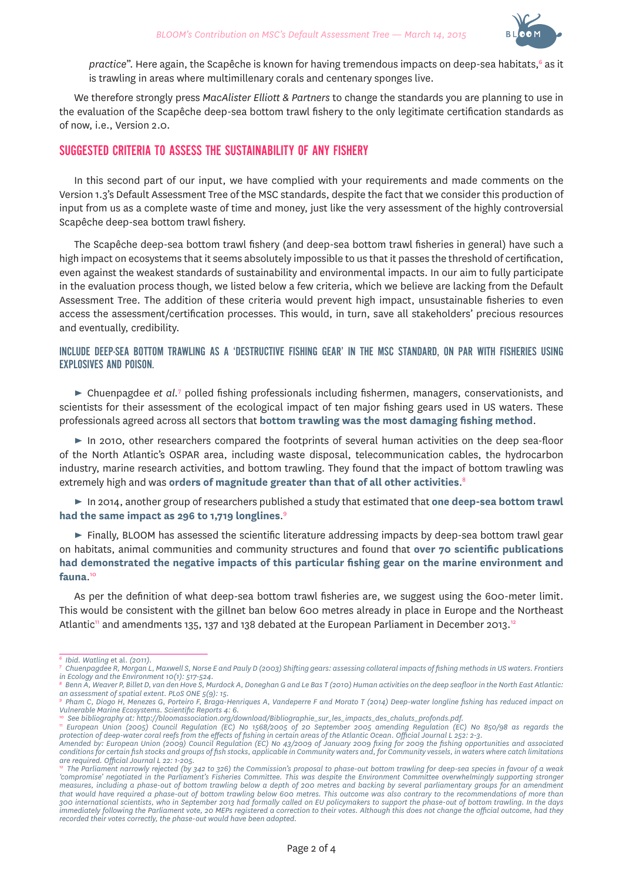*practice*". Here again, the Scapêche is known for having tremendous impacts on deep-sea habitats,[6] as it is trawling in areas where multimillenary corals and centenary sponges live.

We therefore strongly press *MacAlister Elliott & Partners* to change the standards you are planning to use in the evaluation of the Scapêche deep-sea bottom trawl fishery to the only legitimate certification standards as of now, i.e., Version 2.0.

## SUGGESTED CRITERIA TO ASSESS THE SUSTAINABILITY OF ANY FISHERY

In this second part of our input, we have complied with your requirements and made comments on the Version 1.3's Default Assessment Tree of the MSC standards, despite the fact that we consider this production of input from us as a complete waste of time and money, just like the very assessment of the highly controversial Scapêche deep-sea bottom trawl fishery.

The Scapêche deep-sea bottom trawl fishery (and deep-sea bottom trawl fisheries in general) have such a high impact on ecosystems that it seems absolutely impossible to us that it passes the threshold of certification, even against the weakest standards of sustainability and environmental impacts. In our aim to fully participate in the evaluation process though, we listed below a few criteria, which we believe are lacking from the Default Assessment Tree. The addition of these criteria would prevent high impact, unsustainable fisheries to even access the assessment/certification processes. This would, in turn, save all stakeholders' precious resources and eventually, credibility.

### INCLUDE DEEP-SEA BOTTOM TRAWLING AS A 'DESTRUCTIVE FISHING GEAR' IN THE MSC STANDARD, ON PAR WITH FISHERIES USING EXPLOSIVES AND POISON.

► Chuenpagdee *et al*.[7] polled fishing professionals including fishermen, managers, conservationists, and scientists for their assessment of the ecological impact of ten major fishing gears used in US waters. These professionals agreed across all sectors that **bottom trawling was the most damaging fishing method**.

► In 2010, other researchers compared the footprints of several human activities on the deep sea-floor of the North Atlantic's OSPAR area, including waste disposal, telecommunication cables, the hydrocarbon industry, marine research activities, and bottom trawling. They found that the impact of bottom trawling was extremely high and was **orders of magnitude greater than that of all other activities**.[8]

► In 2014, another group of researchers published a study that estimated that **one deep-sea bottom trawl had the same impact as 296 to 1,719 longlines**.[9]

► Finally, BLOOM has assessed the scientific literature addressing impacts by deep-sea bottom trawl gear on habitats, animal communities and community structures and found that **over 70 scientific publications had demonstrated the negative impacts of this particular fishing gear on the marine environment and fauna**.[10]

As per the definition of what deep-sea bottom trawl fisheries are, we suggest using the 600-meter limit. This would be consistent with the gillnet ban below 600 metres already in place in Europe and the Northeast Atlantic[11] and amendments 135, 137 and 138 debated at the European Parliament in December 2013.[12]

---

[6] *Ibid.* Watling et al. *(2011).*

[7] *Chuenpagdee R, Morgan L, Maxwell S, Norse E and Pauly D (2003) Shifting gears: assessing collateral impacts of fishing methods in US waters. Frontiers in Ecology and the Environment 10(1): 517-524.*

[8] *Benn A, Weaver P, Billet D, van den Hove S, Murdock A, Doneghan G and Le Bas T (2010) Human activities on the deep seafloor in the North East Atlantic: an assessment of spatial extent. PLoS ONE 5(9): 15.*

[9] *Pham C, Diogo H, Menezes G, Porteiro F, Braga-Henriques A, Vandeperre F and Morato T (2014) Deep-water longline fishing has reduced impact on Vulnerable Marine Ecosystems. Scientific Reports 4: 6.*

[10] *See bibliography at: http://bloomassociation.org/download/Bibliographie_sur_les_impacts_des_chaluts_profonds.pdf.*

[11] *European Union (2005) Council Regulation (EC) No 1568/2005 of 20 September 2005 amending Regulation (EC) No 850/98 as regards the protection of deep-water coral reefs from the effects of fishing in certain areas of the Atlantic Ocean. Official Journal L 252: 2-3. Amended by: European Union (2009) Council Regulation (EC) No 43/2009 of January 2009 fixing for 2009 the fishing opportunities and associated conditions for certain fish stocks and groups of fish stocks, applicable in Community waters and, for Community vessels, in waters where catch limitations are required. Official Journal L 22: 1-205.*

[12] *The Parliament narrowly rejected (by 342 to 326) the Commission's proposal to phase-out bottom trawling for deep-sea species in favour of a weak 'compromise' negotiated in the Parliament's Fisheries Committee. This was despite the Environment Committee overwhelmingly supporting stronger measures, including a phase-out of bottom trawling below a depth of 200 metres and backing by several parliamentary groups for an amendment that would have required a phase-out of bottom trawling below 600 metres. This outcome was also contrary to the recommendations of more than 300 international scientists, who in September 2013 had formally called on EU policymakers to support the phase-out of bottom trawling. In the days immediately following the Parliament vote, 20 MEPs registered a correction to their votes. Although this does not change the official outcome, had they recorded their votes correctly, the phase-out would have been adopted.*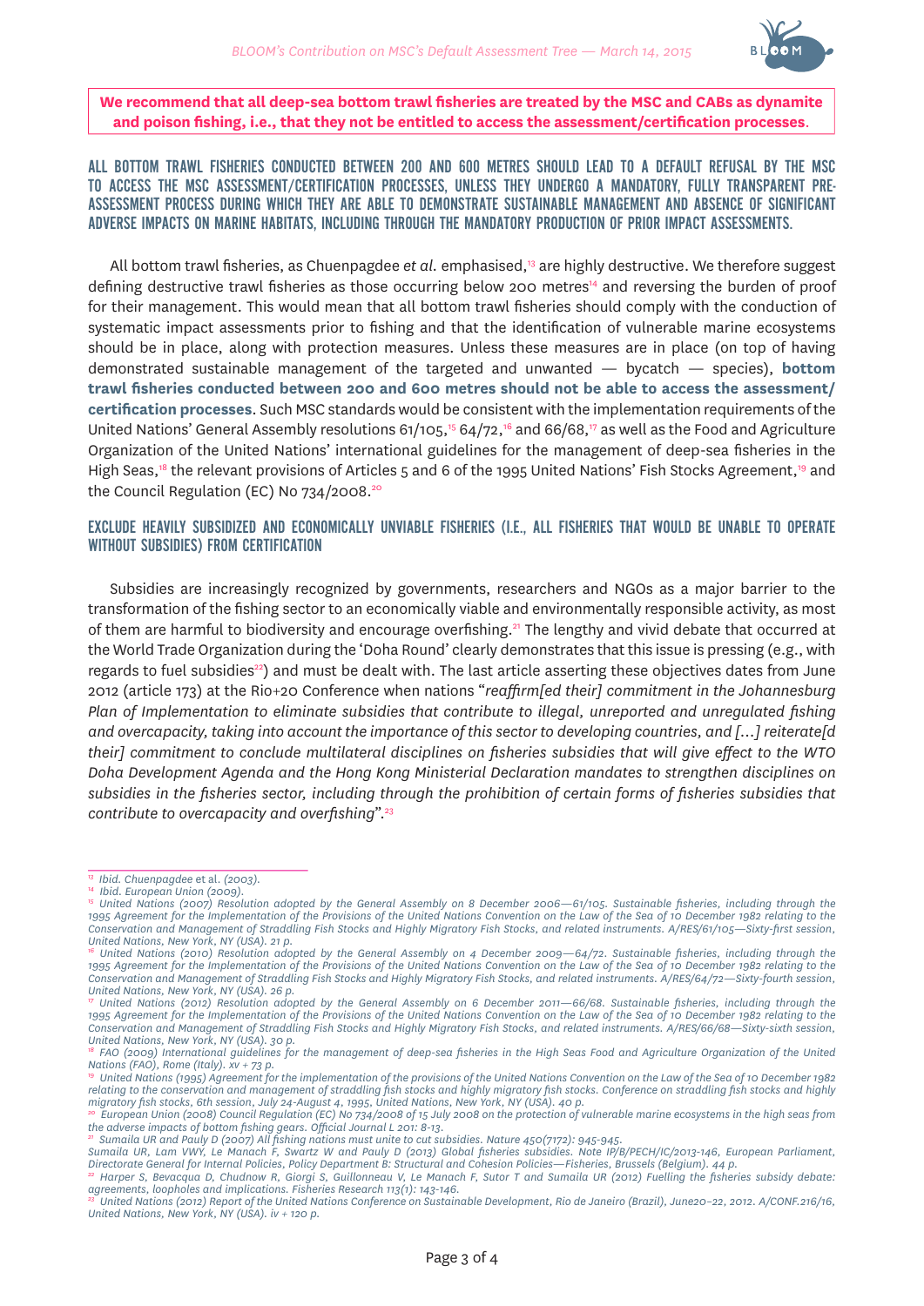**We recommend that all deep-sea bottom trawl fisheries are treated by the MSC and CABs as dynamite and poison fishing, i.e., that they not be entitled to access the assessment/certification processes.**

### ALL BOTTOM TRAWL FISHERIES CONDUCTED BETWEEN 200 AND 600 METRES SHOULD LEAD TO A DEFAULT REFUSAL BY THE MSC TO ACCESS THE MSC ASSESSMENT/CERTIFICATION PROCESSES, UNLESS THEY UNDERGO A MANDATORY, FULLY TRANSPARENT PRE-ASSESSMENT PROCESS DURING WHICH THEY ARE ABLE TO DEMONSTRATE SUSTAINABLE MANAGEMENT AND ABSENCE OF SIGNIFICANT ADVERSE IMPACTS ON MARINE HABITATS, INCLUDING THROUGH THE MANDATORY PRODUCTION OF PRIOR IMPACT ASSESSMENTS.

All bottom trawl fisheries, as Chuenpagdee *et al*. emphasised,[13] are highly destructive. We therefore suggest defining destructive trawl fisheries as those occurring below 200 metres[14] and reversing the burden of proof for their management. This would mean that all bottom trawl fisheries should comply with the conduction of systematic impact assessments prior to fishing and that the identification of vulnerable marine ecosystems should be in place, along with protection measures. Unless these measures are in place (on top of having demonstrated sustainable management of the targeted and unwanted — bycatch — species), **bottom trawl fisheries conducted between 200 and 600 metres should not be able to access the assessment/certification processes**. Such MSC standards would be consistent with the implementation requirements of the United Nations' General Assembly resolutions 61/105,[15] 64/72,[16] and 66/68,[17] as well as the Food and Agriculture Organization of the United Nations' international guidelines for the management of deep-sea fisheries in the High Seas,[18] the relevant provisions of Articles 5 and 6 of the 1995 United Nations' Fish Stocks Agreement,[19] and the Council Regulation (EC) No 734/2008.[20]

### EXCLUDE HEAVILY SUBSIDIZED AND ECONOMICALLY UNVIABLE FISHERIES (I.E., ALL FISHERIES THAT WOULD BE UNABLE TO OPERATE WITHOUT SUBSIDIES) FROM CERTIFICATION

Subsidies are increasingly recognized by governments, researchers and NGOs as a major barrier to the transformation of the fishing sector to an economically viable and environmentally responsible activity, as most of them are harmful to biodiversity and encourage overfishing.[21] The lengthy and vivid debate that occurred at the World Trade Organization during the 'Doha Round' clearly demonstrates that this issue is pressing (e.g., with regards to fuel subsidies[22]) and must be dealt with. The last article asserting these objectives dates from June 2012 (article 173) at the Rio+20 Conference when nations "*reaffirm[ed their] commitment in the Johannesburg Plan of Implementation to eliminate subsidies that contribute to illegal, unreported and unregulated fishing and overcapacity, taking into account the importance of this sector to developing countries, and [...] reiterate[d their] commitment to conclude multilateral disciplines on fisheries subsidies that will give effect to the WTO Doha Development Agenda and the Hong Kong Ministerial Declaration mandates to strengthen disciplines on subsidies in the fisheries sector, including through the prohibition of certain forms of fisheries subsidies that contribute to overcapacity and overfishing*".[23]

---

[13] *Ibid.* Chuenpagdee et al. *(2003).*

[14] *Ibid. European Union (2009).*

[15] *United Nations (2007) Resolution adopted by the General Assembly on 8 December 2006—61/105. Sustainable fisheries, including through the 1995 Agreement for the Implementation of the Provisions of the United Nations Convention on the Law of the Sea of 10 December 1982 relating to the Conservation and Management of Straddling Fish Stocks and Highly Migratory Fish Stocks, and related instruments. A/RES/61/105—Sixty-first session, United Nations, New York, NY (USA). 21 p.*

[16] *United Nations (2010) Resolution adopted by the General Assembly on 4 December 2009—64/72. Sustainable fisheries, including through the 1995 Agreement for the Implementation of the Provisions of the United Nations Convention on the Law of the Sea of 10 December 1982 relating to the Conservation and Management of Straddling Fish Stocks and Highly Migratory Fish Stocks, and related instruments. A/RES/64/72—Sixty-fourth session, United Nations, New York, NY (USA). 26 p.*

[17] *United Nations (2012) Resolution adopted by the General Assembly on 6 December 2011—66/68. Sustainable fisheries, including through the 1995 Agreement for the Implementation of the Provisions of the United Nations Convention on the Law of the Sea of 10 December 1982 relating to the Conservation and Management of Straddling Fish Stocks and Highly Migratory Fish Stocks, and related instruments. A/RES/66/68—Sixty-sixth session, United Nations, New York, NY (USA). 30 p.*

[18] *FAO (2009) International guidelines for the management of deep-sea fisheries in the High Seas Food and Agriculture Organization of the United Nations (FAO), Rome (Italy). xv + 73 p.*

[19] *United Nations (1995) Agreement for the implementation of the provisions of the United Nations Convention on the Law of the Sea of 10 December 1982 relating to the conservation and management of straddling fish stocks and highly migratory fish stocks. Conference on straddling fish stocks and highly migratory fish stocks, 6th session, July 24-August 4, 1995, United Nations, New York, NY (USA). 40 p.*

[20] *European Union (2008) Council Regulation (EC) No 734/2008 of 15 July 2008 on the protection of vulnerable marine ecosystems in the high seas from the adverse impacts of bottom fishing gears. Official Journal L 201: 8-13.*

[21] *Sumaila UR and Pauly D (2007) All fishing nations must unite to cut subsidies. Nature 450(7172): 945-945.*
*Sumaila UR, Lam VWY, Le Manach F, Swartz W and Pauly D (2013) Global fisheries subsidies. Note IP/B/PECH/IC/2013-146, European Parliament, Directorate General for Internal Policies, Policy Department B: Structural and Cohesion Policies—Fisheries, Brussels (Belgium). 44 p.*

[22] *Harper S, Bevacqua D, Chudnow R, Giorgi S, Guillonneau V, Le Manach F, Sutor T and Sumaila UR (2012) Fuelling the fisheries subsidy debate: agreements, loopholes and implications. Fisheries Research 113(1): 143-146.*

[23] *United Nations (2012) Report of the United Nations Conference on Sustainable Development, Rio de Janeiro (Brazil), June20–22, 2012. A/CONF.216/16, United Nations, New York, NY (USA). iv + 120 p.*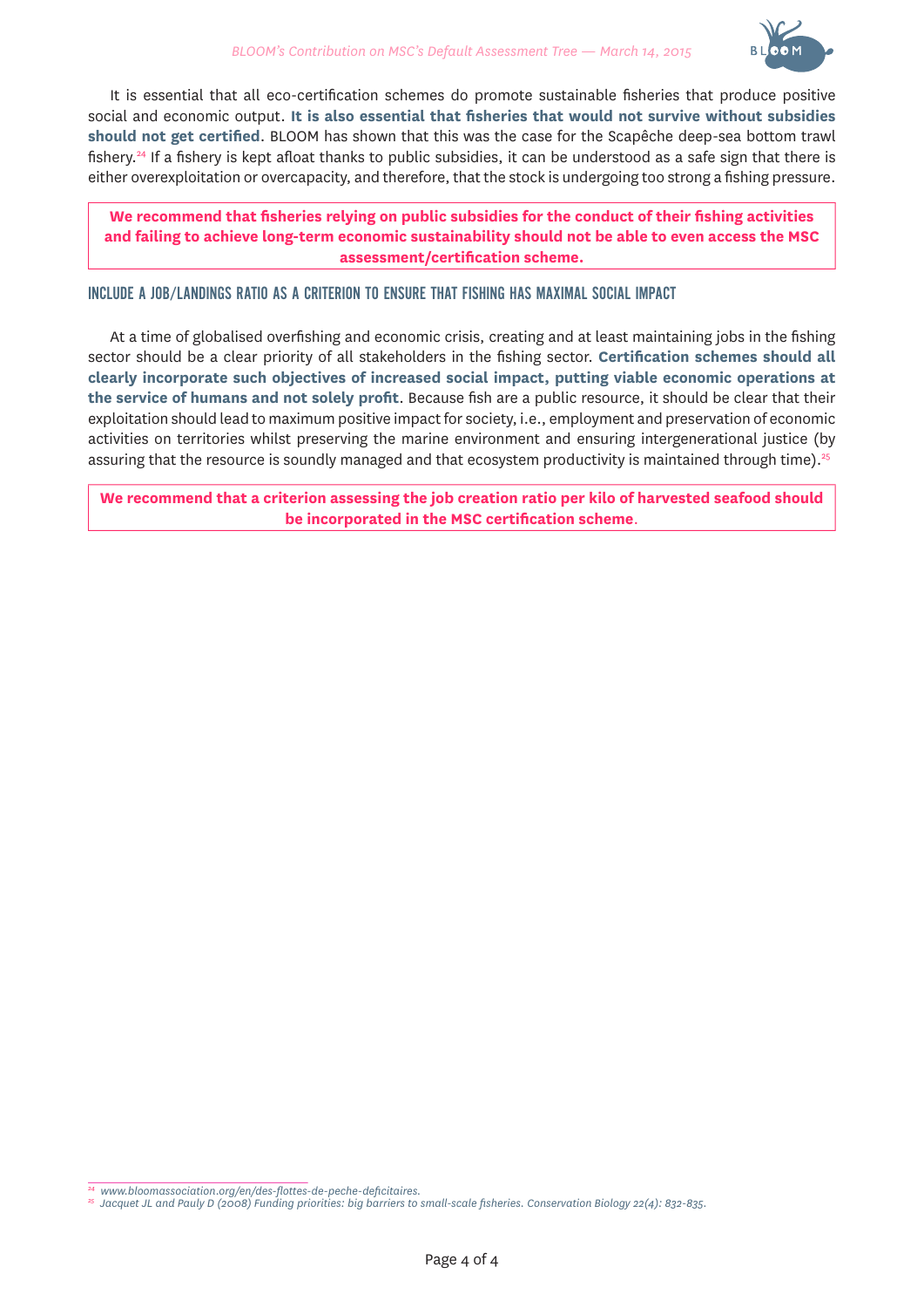It is essential that all eco-certification schemes do promote sustainable fisheries that produce positive social and economic output. **It is also essential that fisheries that would not survive without subsidies should not get certified**. BLOOM has shown that this was the case for the Scapêche deep-sea bottom trawl fishery.[24] If a fishery is kept afloat thanks to public subsidies, it can be understood as a safe sign that there is either overexploitation or overcapacity, and therefore, that the stock is undergoing too strong a fishing pressure.

> **We recommend that fisheries relying on public subsidies for the conduct of their fishing activities and failing to achieve long-term economic sustainability should not be able to even access the MSC assessment/certification scheme.**

### INCLUDE A JOB/LANDINGS RATIO AS A CRITERION TO ENSURE THAT FISHING HAS MAXIMAL SOCIAL IMPACT

At a time of globalised overfishing and economic crisis, creating and at least maintaining jobs in the fishing sector should be a clear priority of all stakeholders in the fishing sector. **Certification schemes should all clearly incorporate such objectives of increased social impact, putting viable economic operations at the service of humans and not solely profit**. Because fish are a public resource, it should be clear that their exploitation should lead to maximum positive impact for society, i.e., employment and preservation of economic activities on territories whilst preserving the marine environment and ensuring intergenerational justice (by assuring that the resource is soundly managed and that ecosystem productivity is maintained through time).[25]

> **We recommend that a criterion assessing the job creation ratio per kilo of harvested seafood should be incorporated in the MSC certification scheme**.

---

[24] *www.bloomassociation.org/en/des-flottes-de-peche-deficitaires.*

[25] *Jacquet JL and Pauly D (2008) Funding priorities: big barriers to small-scale fisheries. Conservation Biology 22(4): 832-835.*